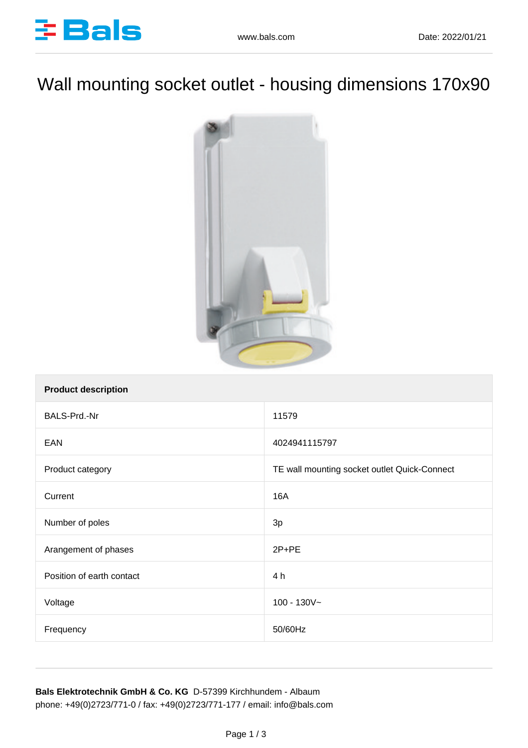# Wall mounting socket outlet - housing dimensions 170x90

| Product description | |
|---|---|
| BALS-Prd.-Nr | 11579 |
| EAN | 4024941115797 |
| Product category | TE wall mounting socket outlet Quick-Connect |
| Current | 16A |
| Number of poles | 3p |
| Arangement of phases | 2P+PE |
| Position of earth contact | 4 h |
| Voltage | 100 - 130V~ |
| Frequency | 50/60Hz |

**Bals Elektrotechnik GmbH & Co. KG** D-57399 Kirchhundem - Albaum
phone: +49(0)2723/771-0 / fax: +49(0)2723/771-177 / email: info@bals.com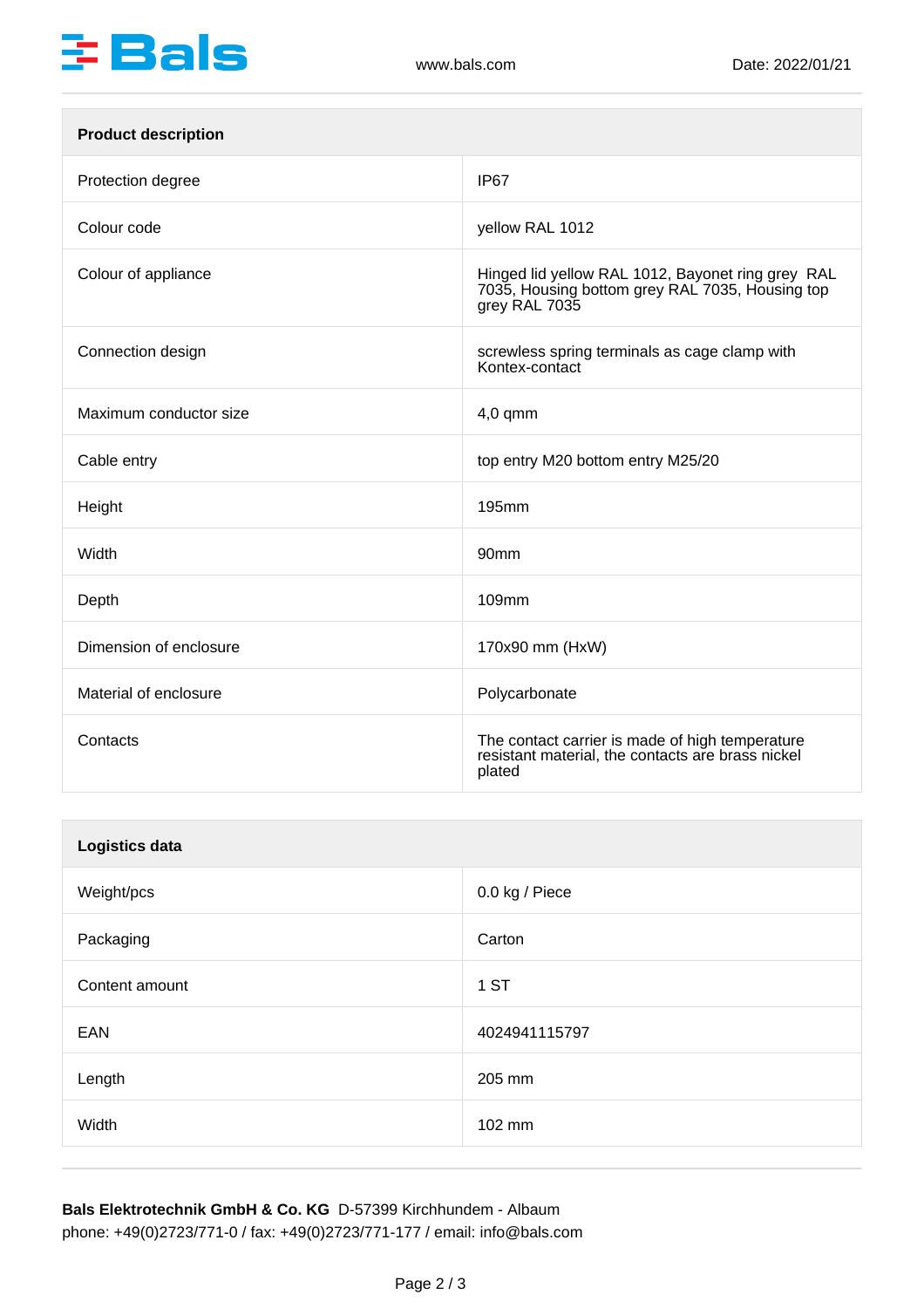| Product description | |
|---|---|
| Protection degree | IP67 |
| Colour code | yellow RAL 1012 |
| Colour of appliance | Hinged lid yellow RAL 1012, Bayonet ring grey RAL 7035, Housing bottom grey RAL 7035, Housing top grey RAL 7035 |
| Connection design | screwless spring terminals as cage clamp with Kontex-contact |
| Maximum conductor size | 4,0 qmm |
| Cable entry | top entry M20 bottom entry M25/20 |
| Height | 195mm |
| Width | 90mm |
| Depth | 109mm |
| Dimension of enclosure | 170x90 mm (HxW) |
| Material of enclosure | Polycarbonate |
| Contacts | The contact carrier is made of high temperature resistant material, the contacts are brass nickel plated |

| Logistics data | |
|---|---|
| Weight/pcs | 0.0 kg / Piece |
| Packaging | Carton |
| Content amount | 1 ST |
| EAN | 4024941115797 |
| Length | 205 mm |
| Width | 102 mm |

**Bals Elektrotechnik GmbH & Co. KG** D-57399 Kirchhundem - Albaum
phone: +49(0)2723/771-0 / fax: +49(0)2723/771-177 / email: info@bals.com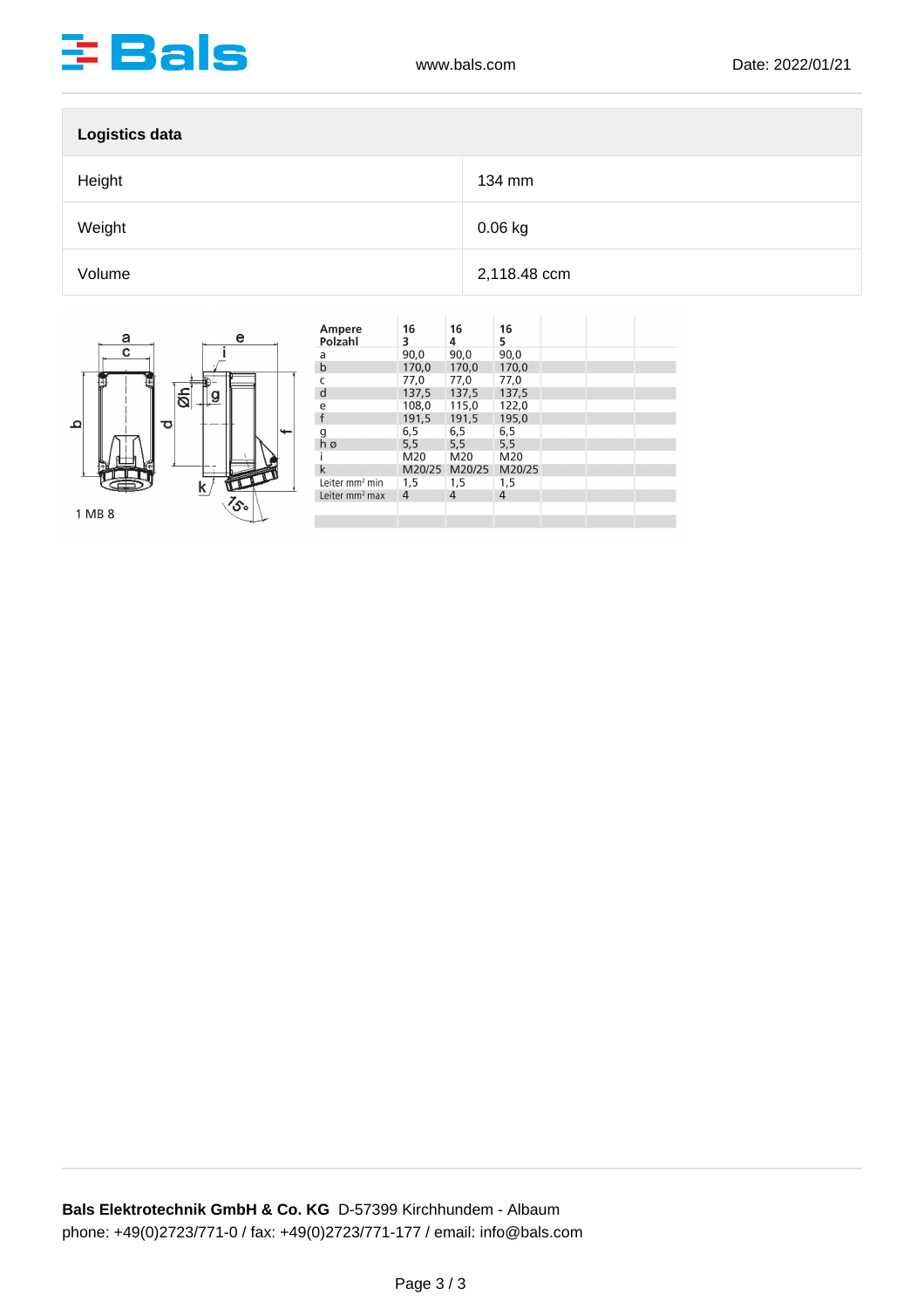## Logistics data

| | |
|---|---|
| Height | 134 mm |
| Weight | 0.06 kg |
| Volume | 2,118.48 ccm |

1 MB 8

| Ampere Polzahl | 16 3 | 16 4 | 16 5 | | |
|---|---|---|---|---|---|
| a | 90,0 | 90,0 | 90,0 | | |
| b | 170,0 | 170,0 | 170,0 | | |
| c | 77,0 | 77,0 | 77,0 | | |
| d | 137,5 | 137,5 | 137,5 | | |
| e | 108,0 | 115,0 | 122,0 | | |
| f | 191,5 | 191,5 | 195,0 | | |
| g | 6,5 | 6,5 | 6,5 | | |
| h ø | 5,5 | 5,5 | 5,5 | | |
| i | M20 | M20 | M20 | | |
| k | M20/25 | M20/25 | M20/25 | | |
| Leiter mm² min | 1,5 | 1,5 | 1,5 | | |
| Leiter mm² max | 4 | 4 | 4 | | |

**Bals Elektrotechnik GmbH & Co. KG** D-57399 Kirchhundem - Albaum
phone: +49(0)2723/771-0 / fax: +49(0)2723/771-177 / email: info@bals.com